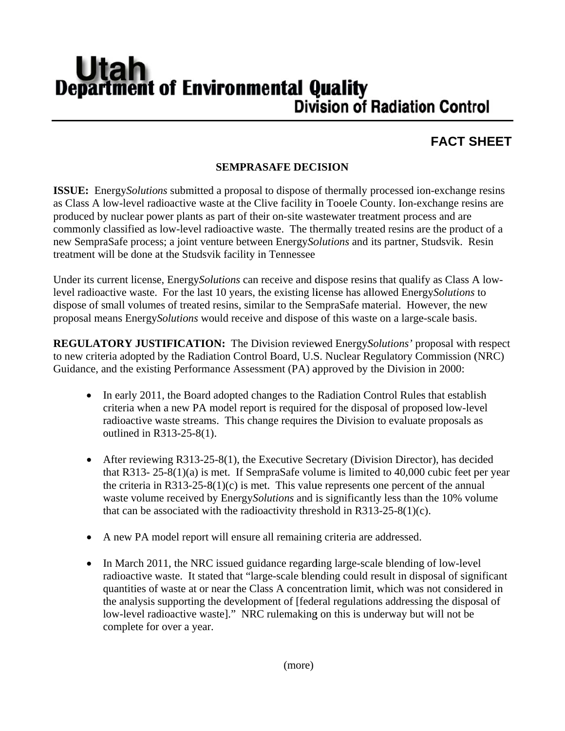# Utah Department of Environmental Quality

## Division of Radiation Control

## FACT SHEET

### SEMPRASAFE DECISION

**ISSUE:** Energy*Solutions* submitted a proposal to dispose of thermally processed ion-exchange resins as Class A low-level radioactive waste at the Clive facility in Tooele County. Ion-exchange resins are produced by nuclear power plants as part of their on-site wastewater treatment process and are commonly classified as low-level radioactive waste. The thermally treated resins are the product of a new SempraSafe process; a joint venture between Energy*Solutions* and its partner, Studsvik. Resin treatment will be done at the Studsvik facility in Tennessee

Under its current license, Energy*Solutions* can receive and dispose resins that qualify as Class A low-level radioactive waste. For the last 10 years, the existing license has allowed Energy*Solutions* to dispose of small volumes of treated resins, similar to the SempraSafe material. However, the new proposal means Energy*Solutions* would receive and dispose of this waste on a large-scale basis.

**REGULATORY JUSTIFICATION:** The Division reviewed Energy*Solutions'* proposal with respect to new criteria adopted by the Radiation Control Board, U.S. Nuclear Regulatory Commission (NRC) Guidance, and the existing Performance Assessment (PA) approved by the Division in 2000:

- In early 2011, the Board adopted changes to the Radiation Control Rules that establish criteria when a new PA model report is required for the disposal of proposed low-level radioactive waste streams. This change requires the Division to evaluate proposals as outlined in R313-25-8(1).

- After reviewing R313-25-8(1), the Executive Secretary (Division Director), has decided that R313- 25-8(1)(a) is met. If SempraSafe volume is limited to 40,000 cubic feet per year the criteria in R313-25-8(1)(c) is met. This value represents one percent of the annual waste volume received by Energy*Solutions* and is significantly less than the 10% volume that can be associated with the radioactivity threshold in R313-25-8(1)(c).

- A new PA model report will ensure all remaining criteria are addressed.

- In March 2011, the NRC issued guidance regarding large-scale blending of low-level radioactive waste. It stated that "large-scale blending could result in disposal of significant quantities of waste at or near the Class A concentration limit, which was not considered in the analysis supporting the development of [federal regulations addressing the disposal of low-level radioactive waste]." NRC rulemaking on this is underway but will not be complete for over a year.

(more)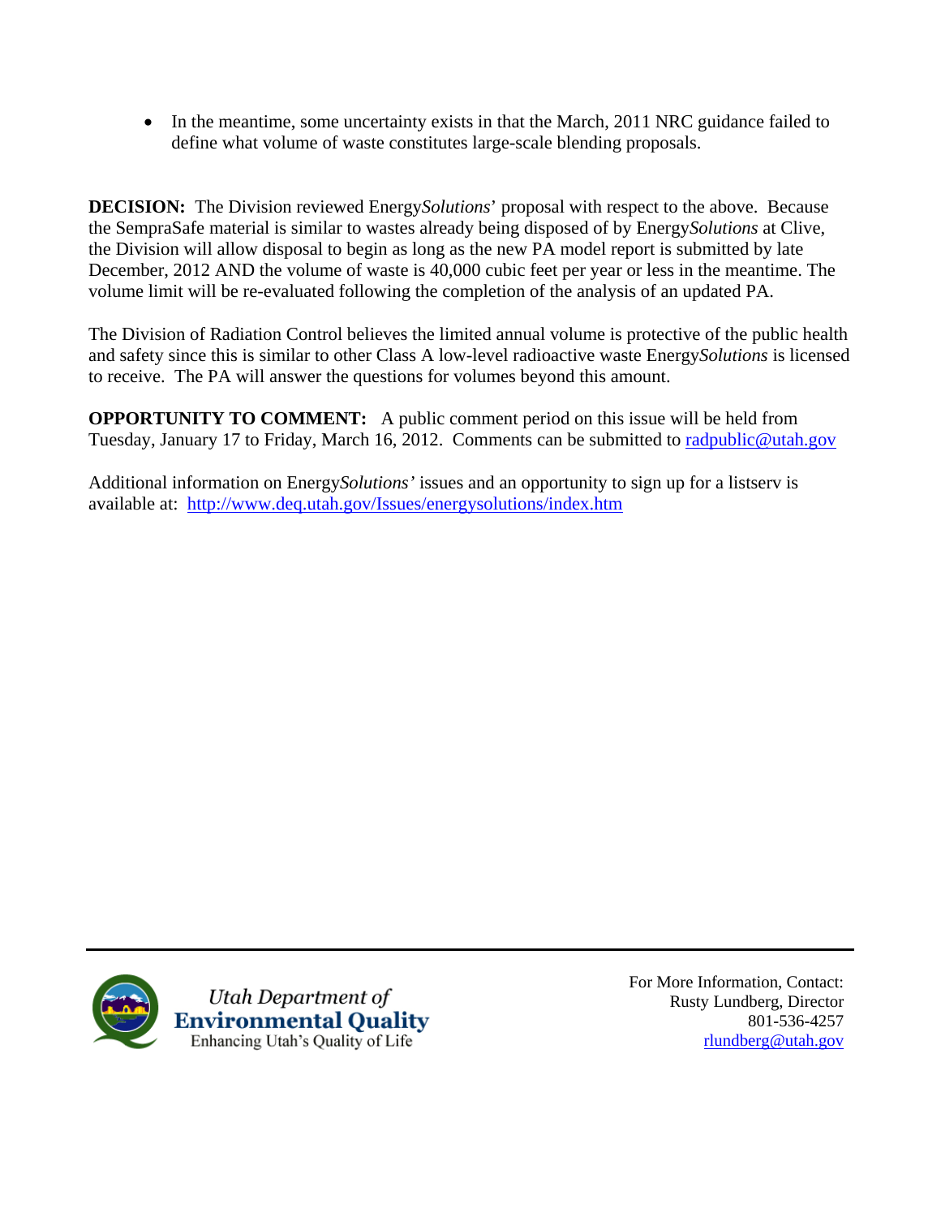- In the meantime, some uncertainty exists in that the March, 2011 NRC guidance failed to define what volume of waste constitutes large-scale blending proposals.

**DECISION:** The Division reviewed Energy*Solutions*' proposal with respect to the above. Because the SempraSafe material is similar to wastes already being disposed of by Energy*Solutions* at Clive, the Division will allow disposal to begin as long as the new PA model report is submitted by late December, 2012 AND the volume of waste is 40,000 cubic feet per year or less in the meantime. The volume limit will be re-evaluated following the completion of the analysis of an updated PA.

The Division of Radiation Control believes the limited annual volume is protective of the public health and safety since this is similar to other Class A low-level radioactive waste Energy*Solutions* is licensed to receive. The PA will answer the questions for volumes beyond this amount.

**OPPORTUNITY TO COMMENT:** A public comment period on this issue will be held from Tuesday, January 17 to Friday, March 16, 2012. Comments can be submitted to radpublic@utah.gov

Additional information on Energy*Solutions'* issues and an opportunity to sign up for a listserv is available at: http://www.deq.utah.gov/Issues/energysolutions/index.htm

*Utah Department of*
**Environmental Quality**
Enhancing Utah's Quality of Life

For More Information, Contact:
Rusty Lundberg, Director
801-536-4257
rlundberg@utah.gov